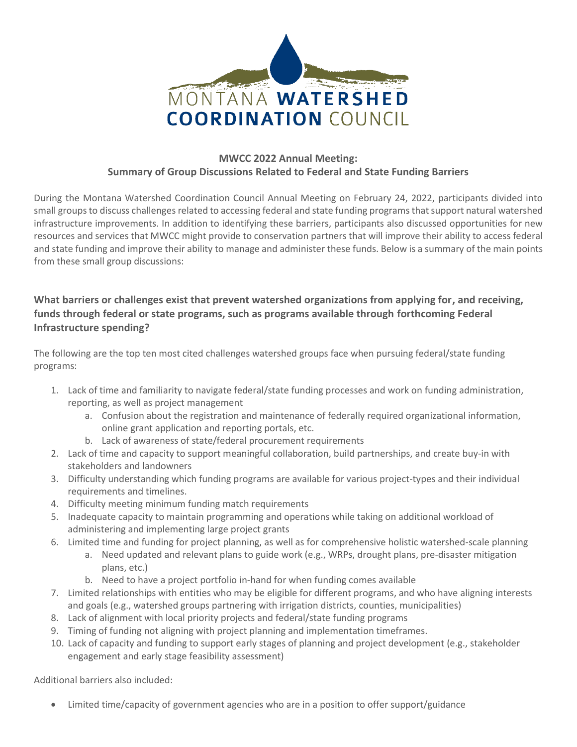MONTANA WATERSHED COORDINATION COUNCIL

## MWCC 2022 Annual Meeting:
## Summary of Group Discussions Related to Federal and State Funding Barriers

During the Montana Watershed Coordination Council Annual Meeting on February 24, 2022, participants divided into small groups to discuss challenges related to accessing federal and state funding programs that support natural watershed infrastructure improvements. In addition to identifying these barriers, participants also discussed opportunities for new resources and services that MWCC might provide to conservation partners that will improve their ability to access federal and state funding and improve their ability to manage and administer these funds. Below is a summary of the main points from these small group discussions:

### What barriers or challenges exist that prevent watershed organizations from applying for, and receiving, funds through federal or state programs, such as programs available through forthcoming Federal Infrastructure spending?

The following are the top ten most cited challenges watershed groups face when pursuing federal/state funding programs:

1. Lack of time and familiarity to navigate federal/state funding processes and work on funding administration, reporting, as well as project management
   a. Confusion about the registration and maintenance of federally required organizational information, online grant application and reporting portals, etc.
   b. Lack of awareness of state/federal procurement requirements
2. Lack of time and capacity to support meaningful collaboration, build partnerships, and create buy-in with stakeholders and landowners
3. Difficulty understanding which funding programs are available for various project-types and their individual requirements and timelines.
4. Difficulty meeting minimum funding match requirements
5. Inadequate capacity to maintain programming and operations while taking on additional workload of administering and implementing large project grants
6. Limited time and funding for project planning, as well as for comprehensive holistic watershed-scale planning
   a. Need updated and relevant plans to guide work (e.g., WRPs, drought plans, pre-disaster mitigation plans, etc.)
   b. Need to have a project portfolio in-hand for when funding comes available
7. Limited relationships with entities who may be eligible for different programs, and who have aligning interests and goals (e.g., watershed groups partnering with irrigation districts, counties, municipalities)
8. Lack of alignment with local priority projects and federal/state funding programs
9. Timing of funding not aligning with project planning and implementation timeframes.
10. Lack of capacity and funding to support early stages of planning and project development (e.g., stakeholder engagement and early stage feasibility assessment)

Additional barriers also included:

- Limited time/capacity of government agencies who are in a position to offer support/guidance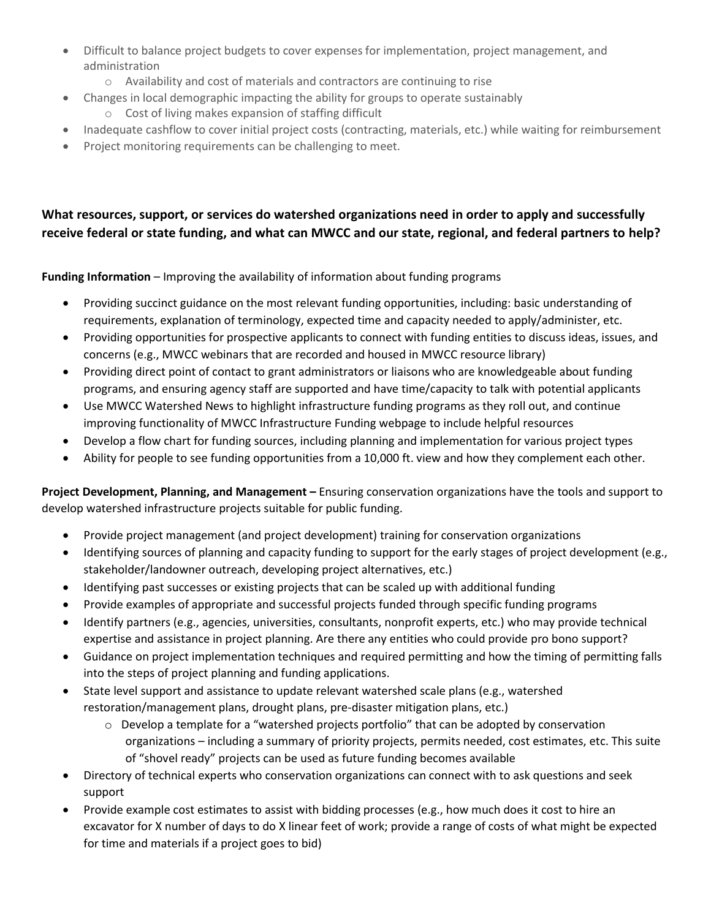- Difficult to balance project budgets to cover expenses for implementation, project management, and administration
    - Availability and cost of materials and contractors are continuing to rise
- Changes in local demographic impacting the ability for groups to operate sustainably
    - Cost of living makes expansion of staffing difficult
- Inadequate cashflow to cover initial project costs (contracting, materials, etc.) while waiting for reimbursement
- Project monitoring requirements can be challenging to meet.

### What resources, support, or services do watershed organizations need in order to apply and successfully receive federal or state funding, and what can MWCC and our state, regional, and federal partners to help?

**Funding Information** – Improving the availability of information about funding programs

- Providing succinct guidance on the most relevant funding opportunities, including: basic understanding of requirements, explanation of terminology, expected time and capacity needed to apply/administer, etc.
- Providing opportunities for prospective applicants to connect with funding entities to discuss ideas, issues, and concerns (e.g., MWCC webinars that are recorded and housed in MWCC resource library)
- Providing direct point of contact to grant administrators or liaisons who are knowledgeable about funding programs, and ensuring agency staff are supported and have time/capacity to talk with potential applicants
- Use MWCC Watershed News to highlight infrastructure funding programs as they roll out, and continue improving functionality of MWCC Infrastructure Funding webpage to include helpful resources
- Develop a flow chart for funding sources, including planning and implementation for various project types
- Ability for people to see funding opportunities from a 10,000 ft. view and how they complement each other.

**Project Development, Planning, and Management –** Ensuring conservation organizations have the tools and support to develop watershed infrastructure projects suitable for public funding.

- Provide project management (and project development) training for conservation organizations
- Identifying sources of planning and capacity funding to support for the early stages of project development (e.g., stakeholder/landowner outreach, developing project alternatives, etc.)
- Identifying past successes or existing projects that can be scaled up with additional funding
- Provide examples of appropriate and successful projects funded through specific funding programs
- Identify partners (e.g., agencies, universities, consultants, nonprofit experts, etc.) who may provide technical expertise and assistance in project planning. Are there any entities who could provide pro bono support?
- Guidance on project implementation techniques and required permitting and how the timing of permitting falls into the steps of project planning and funding applications.
- State level support and assistance to update relevant watershed scale plans (e.g., watershed restoration/management plans, drought plans, pre-disaster mitigation plans, etc.)
    - Develop a template for a "watershed projects portfolio" that can be adopted by conservation organizations – including a summary of priority projects, permits needed, cost estimates, etc. This suite of "shovel ready" projects can be used as future funding becomes available
- Directory of technical experts who conservation organizations can connect with to ask questions and seek support
- Provide example cost estimates to assist with bidding processes (e.g., how much does it cost to hire an excavator for X number of days to do X linear feet of work; provide a range of costs of what might be expected for time and materials if a project goes to bid)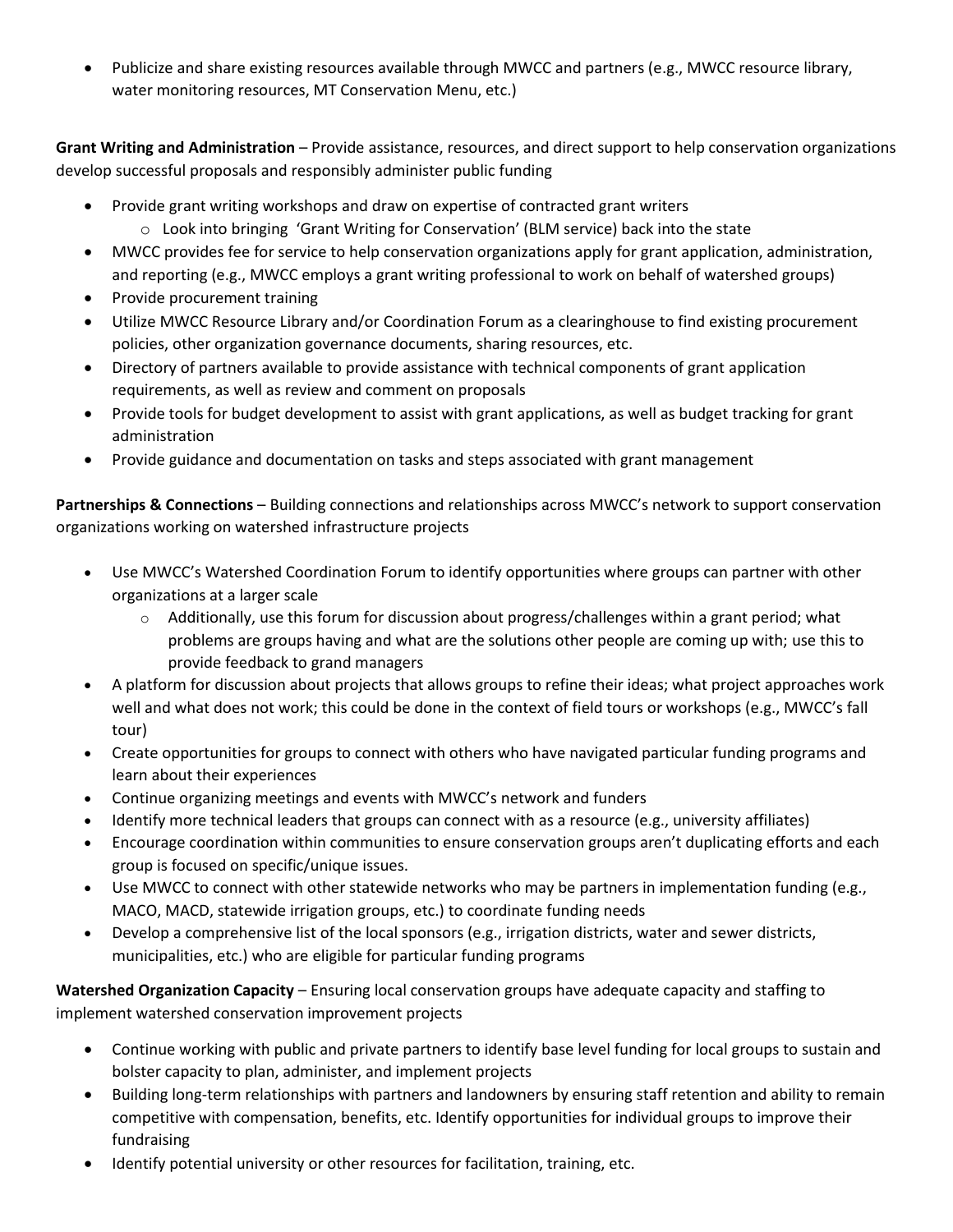- Publicize and share existing resources available through MWCC and partners (e.g., MWCC resource library, water monitoring resources, MT Conservation Menu, etc.)

**Grant Writing and Administration** – Provide assistance, resources, and direct support to help conservation organizations develop successful proposals and responsibly administer public funding

- Provide grant writing workshops and draw on expertise of contracted grant writers
  - Look into bringing 'Grant Writing for Conservation' (BLM service) back into the state
- MWCC provides fee for service to help conservation organizations apply for grant application, administration, and reporting (e.g., MWCC employs a grant writing professional to work on behalf of watershed groups)
- Provide procurement training
- Utilize MWCC Resource Library and/or Coordination Forum as a clearinghouse to find existing procurement policies, other organization governance documents, sharing resources, etc.
- Directory of partners available to provide assistance with technical components of grant application requirements, as well as review and comment on proposals
- Provide tools for budget development to assist with grant applications, as well as budget tracking for grant administration
- Provide guidance and documentation on tasks and steps associated with grant management

**Partnerships & Connections** – Building connections and relationships across MWCC's network to support conservation organizations working on watershed infrastructure projects

- Use MWCC's Watershed Coordination Forum to identify opportunities where groups can partner with other organizations at a larger scale
  - Additionally, use this forum for discussion about progress/challenges within a grant period; what problems are groups having and what are the solutions other people are coming up with; use this to provide feedback to grand managers
- A platform for discussion about projects that allows groups to refine their ideas; what project approaches work well and what does not work; this could be done in the context of field tours or workshops (e.g., MWCC's fall tour)
- Create opportunities for groups to connect with others who have navigated particular funding programs and learn about their experiences
- Continue organizing meetings and events with MWCC's network and funders
- Identify more technical leaders that groups can connect with as a resource (e.g., university affiliates)
- Encourage coordination within communities to ensure conservation groups aren't duplicating efforts and each group is focused on specific/unique issues.
- Use MWCC to connect with other statewide networks who may be partners in implementation funding (e.g., MACO, MACD, statewide irrigation groups, etc.) to coordinate funding needs
- Develop a comprehensive list of the local sponsors (e.g., irrigation districts, water and sewer districts, municipalities, etc.) who are eligible for particular funding programs

**Watershed Organization Capacity** – Ensuring local conservation groups have adequate capacity and staffing to implement watershed conservation improvement projects

- Continue working with public and private partners to identify base level funding for local groups to sustain and bolster capacity to plan, administer, and implement projects
- Building long-term relationships with partners and landowners by ensuring staff retention and ability to remain competitive with compensation, benefits, etc. Identify opportunities for individual groups to improve their fundraising
- Identify potential university or other resources for facilitation, training, etc.